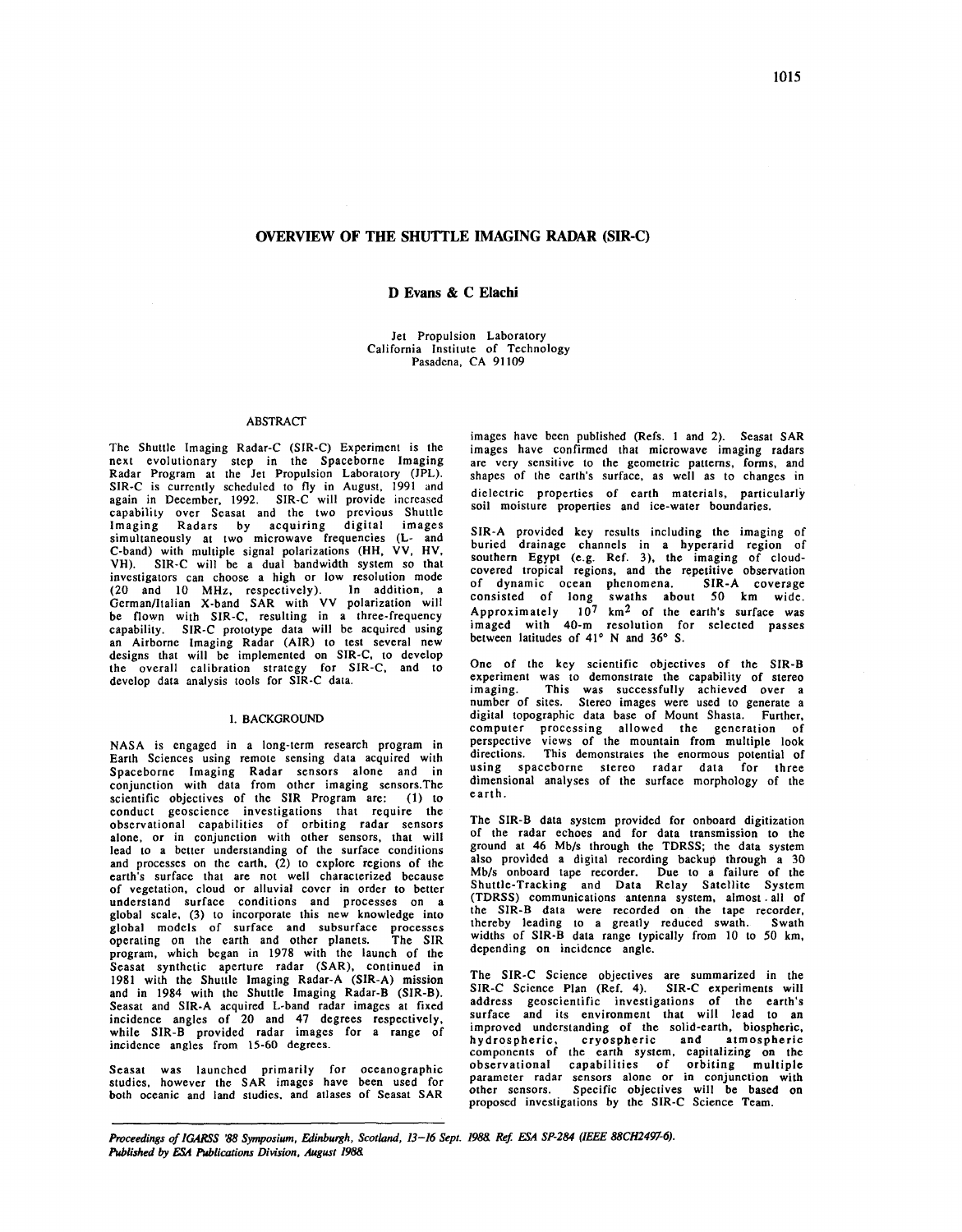# OVERVIEW OF THE SHUTTLE IMAGING RADAR (SIR-C)

**D Evans & C Elachi**

Jet Propulsion Laboratory
California Institute of Technology
Pasadena, CA 91109

## ABSTRACT

The Shuttle Imaging Radar-C (SIR-C) Experiment is the next evolutionary step in the Spaceborne Imaging Radar Program at the Jet Propulsion Laboratory (JPL). SIR-C is currently scheduled to fly in August, 1991 and again in December, 1992. SIR-C will provide increased capability over Seasat and the two previous Shuttle Imaging Radars by acquiring digital images simultaneously at two microwave frequencies (L- and C-band) with multiple signal polarizations (HH, VV, HV, VH). SIR-C will be a dual bandwidth system so that investigators can choose a high or low resolution mode (20 and 10 MHz, respectively). In addition, a German/Italian X-band SAR with VV polarization will be flown with SIR-C, resulting in a three-frequency capability. SIR-C prototype data will be acquired using an Airborne Imaging Radar (AIR) to test several new designs that will be implemented on SIR-C, to develop the overall calibration strategy for SIR-C, and to develop data analysis tools for SIR-C data.

## 1. BACKGROUND

NASA is engaged in a long-term research program in Earth Sciences using remote sensing data acquired with Spaceborne Imaging Radar sensors alone and in conjunction with data from other imaging sensors. The scientific objectives of the SIR Program are: (1) to conduct geoscience investigations that require the observational capabilities of orbiting radar sensors alone, or in conjunction with other sensors, that will lead to a better understanding of the surface conditions and processes on the earth, (2) to explore regions of the earth's surface that are not well characterized because of vegetation, cloud or alluvial cover in order to better understand surface conditions and processes on a global scale, (3) to incorporate this new knowledge into global models of surface and subsurface processes operating on the earth and other planets. The SIR program, which began in 1978 with the launch of the Seasat synthetic aperture radar (SAR), continued in 1981 with the Shuttle Imaging Radar-A (SIR-A) mission and in 1984 with the Shuttle Imaging Radar-B (SIR-B). Seasat and SIR-A acquired L-band radar images at fixed incidence angles of 20 and 47 degrees respectively, while SIR-B provided radar images for a range of incidence angles from 15-60 degrees.

Seasat was launched primarily for oceanographic studies, however the SAR images have been used for both oceanic and land studies, and atlases of Seasat SAR images have been published (Refs. 1 and 2). Seasat SAR images have confirmed that microwave imaging radars are very sensitive to the geometric patterns, forms, and shapes of the earth's surface, as well as to changes in dielectric properties of earth materials, particularly soil moisture properties and ice-water boundaries.

SIR-A provided key results including the imaging of buried drainage channels in a hyperarid region of southern Egypt (e.g. Ref. 3), the imaging of cloud-covered tropical regions, and the repetitive observation of dynamic ocean phenomena. SIR-A coverage consisted of long swaths about 50 km wide. Approximately $10^7$ km$^2$ of the earth's surface was imaged with 40-m resolution for selected passes between latitudes of 41° N and 36° S.

One of the key scientific objectives of the SIR-B experiment was to demonstrate the capability of stereo imaging. This was successfully achieved over a number of sites. Stereo images were used to generate a digital topographic data base of Mount Shasta. Further, computer processing allowed the generation of perspective views of the mountain from multiple look directions. This demonstrates the enormous potential of using spaceborne stereo radar data for three dimensional analyses of the surface morphology of the earth.

The SIR-B data system provided for onboard digitization of the radar echoes and for data transmission to the ground at 46 Mb/s through the TDRSS; the data system also provided a digital recording backup through a 30 Mb/s onboard tape recorder. Due to a failure of the Shuttle-Tracking and Data Relay Satellite System (TDRSS) communications antenna system, almost all of the SIR-B data were recorded on the tape recorder, thereby leading to a greatly reduced swath. Swath widths of SIR-B data range typically from 10 to 50 km, depending on incidence angle.

The SIR-C Science objectives are summarized in the SIR-C Science Plan (Ref. 4). SIR-C experiments will address geoscientific investigations of the earth's surface and its environment that will lead to an improved understanding of the solid-earth, biospheric, hydrospheric, cryospheric and atmospheric components of the earth system, capitalizing on the observational capabilities of orbiting multiple parameter radar sensors alone or in conjunction with other sensors. Specific objectives will be based on proposed investigations by the SIR-C Science Team.

*Proceedings of IGARSS '88 Symposium, Edinburgh, Scotland, 13–16 Sept. 1988. Ref. ESA SP-284 (IEEE 88CH2497-6). Published by ESA Publications Division, August 1988.*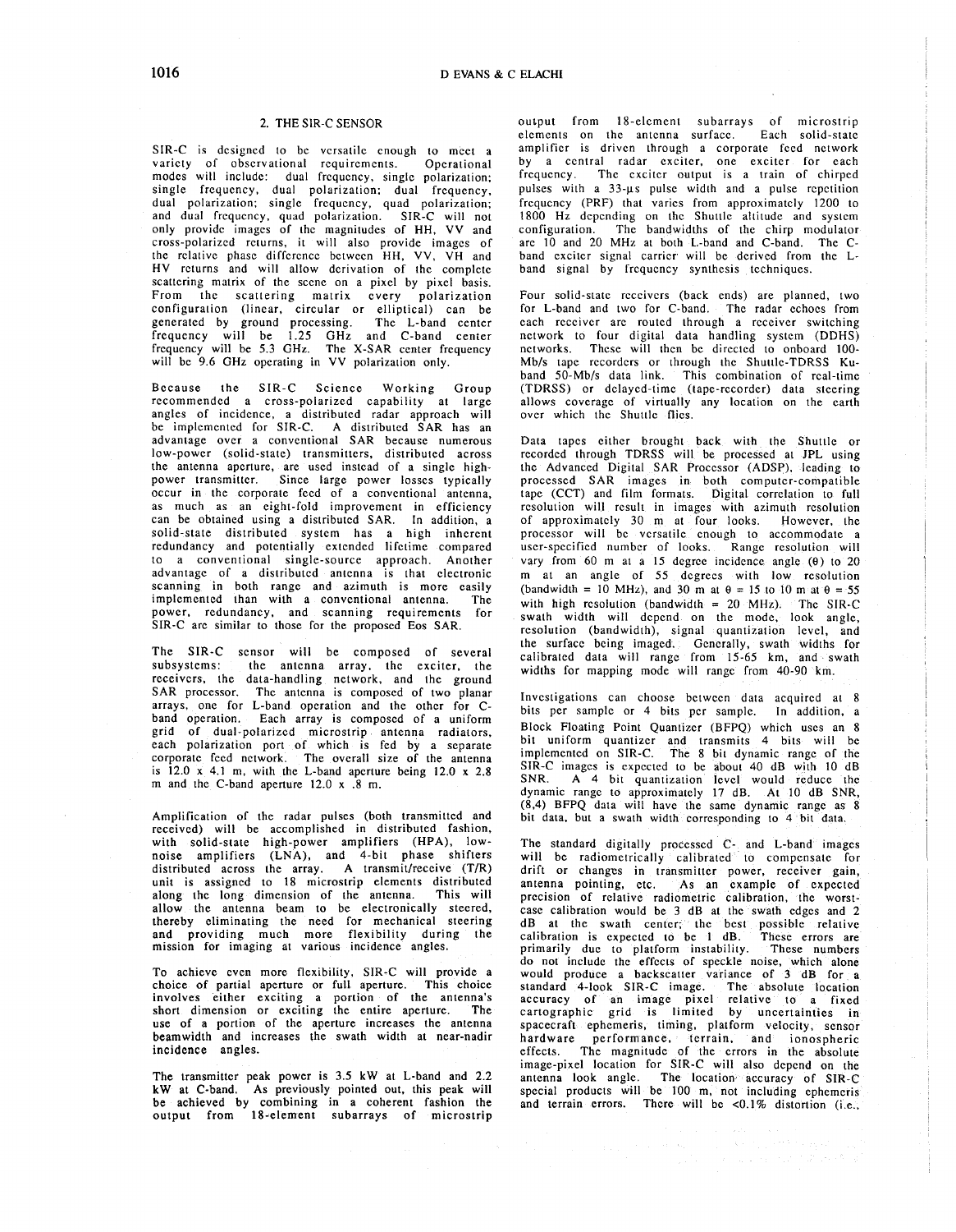## 2. THE SIR-C SENSOR

SIR-C is designed to be versatile enough to meet a variety of observational requirements. Operational modes will include: dual frequency, single polarization; single frequency, dual polarization; dual frequency, dual polarization; single frequency, quad polarization; and dual frequency, quad polarization. SIR-C will not only provide images of the magnitudes of HH, VV and cross-polarized returns, it will also provide images of the relative phase difference between HH, VV, VH and HV returns and will allow derivation of the complete scattering matrix of the scene on a pixel by pixel basis. From the scattering matrix every polarization configuration (linear, circular or elliptical) can be generated by ground processing. The L-band center frequency will be 1.25 GHz and C-band center frequency will be 5.3 GHz. The X-SAR center frequency will be 9.6 GHz operating in VV polarization only.

Because the SIR-C Science Working Group recommended a cross-polarized capability at large angles of incidence, a distributed radar approach will be implemented for SIR-C. A distributed SAR has an advantage over a conventional SAR because numerous low-power (solid-state) transmitters, distributed across the antenna aperture, are used instead of a single high-power transmitter. Since large power losses typically occur in the corporate feed of a conventional antenna, as much as an eight-fold improvement in efficiency can be obtained using a distributed SAR. In addition, a solid-state distributed system has a high inherent redundancy and potentially extended lifetime compared to a conventional single-source approach. Another advantage of a distributed antenna is that electronic scanning in both range and azimuth is more easily implemented than with a conventional antenna. The power, redundancy, and scanning requirements for SIR-C are similar to those for the proposed Eos SAR.

The SIR-C sensor will be composed of several subsystems: the antenna array, the exciter, the receivers, the data-handling network, and the ground SAR processor. The antenna is composed of two planar arrays, one for L-band operation and the other for C-band operation. Each array is composed of a uniform grid of dual-polarized microstrip antenna radiators, each polarization port of which is fed by a separate corporate feed network. The overall size of the antenna is 12.0 x 4.1 m, with the L-band aperture being 12.0 x 2.8 m and the C-band aperture 12.0 x .8 m.

Amplification of the radar pulses (both transmitted and received) will be accomplished in distributed fashion, with solid-state high-power amplifiers (HPA), low-noise amplifiers (LNA), and 4-bit phase shifters distributed across the array. A transmit/receive (T/R) unit is assigned to 18 microstrip elements distributed along the long dimension of the antenna. This will allow the antenna beam to be electronically steered, thereby eliminating the need for mechanical steering and providing much more flexibility during the mission for imaging at various incidence angles.

To achieve even more flexibility, SIR-C will provide a choice of partial aperture or full aperture. This choice involves either exciting a portion of the antenna's short dimension or exciting the entire aperture. The use of a portion of the aperture increases the antenna beamwidth and increases the swath width at near-nadir incidence angles.

The transmitter peak power is 3.5 kW at L-band and 2.2 kW at C-band. As previously pointed out, this peak will be achieved by combining in a coherent fashion the output from 18-element subarrays of microstrip elements on the antenna surface. Each solid-state amplifier is driven through a corporate feed network by a central radar exciter, one exciter for each frequency. The exciter output is a train of chirped pulses with a 33-μs pulse width and a pulse repetition frequency (PRF) that varies from approximately 1200 to 1800 Hz depending on the Shuttle altitude and system configuration. The bandwidths of the chirp modulator are 10 and 20 MHz at both L-band and C-band. The C-band exciter signal carrier will be derived from the L-band signal by frequency synthesis techniques.

Four solid-state receivers (back ends) are planned, two for L-band and two for C-band. The radar echoes from each receiver are routed through a receiver switching network to four digital data handling system (DDHS) networks. These will then be directed to onboard 100-Mb/s tape recorders or through the Shuttle-TDRSS Ku-band 50-Mb/s data link. This combination of real-time (TDRSS) or delayed-time (tape-recorder) data steering allows coverage of virtually any location on the earth over which the Shuttle flies.

Data tapes either brought back with the Shuttle or recorded through TDRSS will be processed at JPL using the Advanced Digital SAR Processor (ADSP), leading to processed SAR images in both computer-compatible tape (CCT) and film formats. Digital correlation to full resolution will result in images with azimuth resolution of approximately 30 m at four looks. However, the processor will be versatile enough to accommodate a user-specified number of looks. Range resolution will vary from 60 m at a 15 degree incidence angle ($\theta$) to 20 m at an angle of 55 degrees with low resolution (bandwidth = 10 MHz), and 30 m at $\theta$ = 15 to 10 m at $\theta$ = 55 with high resolution (bandwidth = 20 MHz). The SIR-C swath width will depend on the mode, look angle, resolution (bandwidth), signal quantization level, and the surface being imaged. Generally, swath widths for calibrated data will range from 15-65 km, and swath widths for mapping mode will range from 40-90 km.

Investigations can choose between data acquired at 8 bits per sample or 4 bits per sample. In addition, a Block Floating Point Quantizer (BFPQ) which uses an 8 bit uniform quantizer and transmits 4 bits will be implemented on SIR-C. The 8 bit dynamic range of the SIR-C images is expected to be about 40 dB with 10 dB SNR. A 4 bit quantization level would reduce the dynamic range to approximately 17 dB. At 10 dB SNR, (8,4) BFPQ data will have the same dynamic range as 8 bit data, but a swath width corresponding to 4 bit data.

The standard digitally processed C- and L-band images will be radiometrically calibrated to compensate for drift or changes in transmitter power, receiver gain, antenna pointing, etc. As an example of expected precision of relative radiometric calibration, the worst-case calibration would be 3 dB at the swath edges and 2 dB at the swath center; the best possible relative calibration is expected to be 1 dB. These errors are primarily due to platform instability. These numbers do not include the effects of speckle noise, which alone would produce a backscatter variance of 3 dB for a standard 4-look SIR-C image. The absolute location accuracy of an image pixel relative to a fixed cartographic grid is limited by uncertainties in spacecraft ephemeris, timing, platform velocity, sensor hardware performance, terrain, and ionospheric effects. The magnitude of the errors in the absolute image-pixel location for SIR-C will also depend on the antenna look angle. The location accuracy of SIR-C special products will be 100 m, not including ephemeris and terrain errors. There will be <0.1% distortion (i.e.,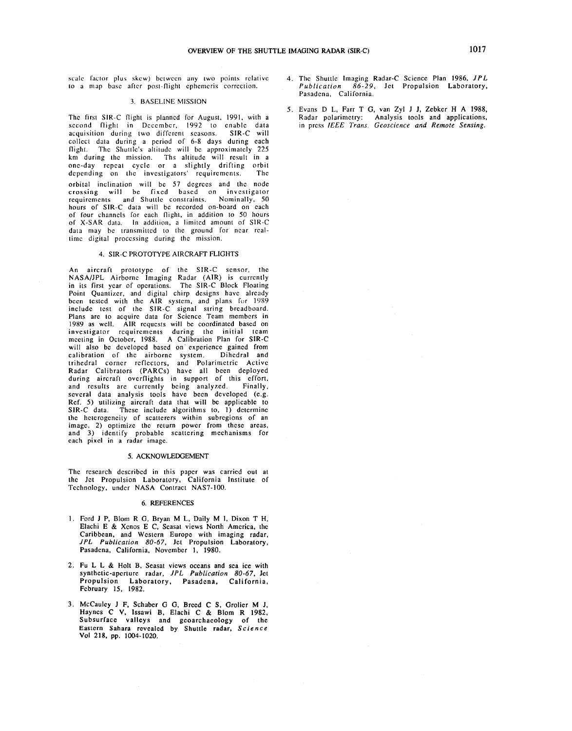scale factor plus skew) between any two points relative to a map base after post-flight ephemeris correction.

### 3. BASELINE MISSION

The first SIR-C flight is planned for August, 1991, with a second flight in December, 1992 to enable data acquisition during two different seasons. SIR-C will collect data during a period of 6-8 days during each flight. The Shuttle's altitude will be approximately 225 km during the mission. Ths altitude will result in a one-day repeat cycle or a slightly drifting orbit depending on the investigators' requirements. The orbital inclination will be 57 degrees and the node crossing will be fixed based on investigator requirements and Shuttle constraints. Nominally, 50 hours of SIR-C data will be recorded on-board on each of four channels for each flight, in addition to 50 hours of X-SAR data. In addition, a limited amount of SIR-C data may be transmitted to the ground for near real-time digital processing during the mission.

### 4. SIR-C PROTOTYPE AIRCRAFT FLIGHTS

An aircraft prototype of the SIR-C sensor, the NASA/JPL Airborne Imaging Radar (AIR) is currently in its first year of operations. The SIR-C Block Floating Point Quantizer, and digital chirp designs have already been tested with the AIR system, and plans for 1989 include test of the SIR-C signal string breadboard. Plans are to acquire data for Science Team members in 1989 as well. AIR requests will be coordinated based on investigator requirements during the initial team meeting in October, 1988. A Calibration Plan for SIR-C will also be developed based on experience gained from calibration of the airborne system. Dihedral and trihedral corner reflectors, and Polarimetric Active Radar Calibrators (PARCs) have all been deployed during aircraft overflights in support of this effort, and results are currently being analyzed. Finally, several data analysis tools have been developed (e.g. Ref. 5) utilizing aircraft data that will be applicable to SIR-C data. These include algorithms to, 1) determine the heterogeneity of scatterers within subregions of an image, 2) optimize the return power from these areas, and 3) identify probable scattering mechanisms for each pixel in a radar image.

### 5. ACKNOWLEDGEMENT

The research described in this paper was carried out at the Jet Propulsion Laboratory, California Institute of Technology, under NASA Contract NAS7-100.

### 6. REFERENCES

1. Ford J P, Blom R G, Bryan M L, Daily M I, Dixon T H, Elachi E & Xenos E C, Seasat views North America, the Caribbean, and Western Europe with imaging radar, *JPL Publication 80-67*, Jet Propulsion Laboratory, Pasadena, California, November 1, 1980.

2. Fu L L & Holt B, Seasat views oceans and sea ice with synthetic-aperture radar, *JPL Publication 80-67*, Jet Propulsion Laboratory, Pasadena, California, February 15, 1982.

3. McCauley J F, Schaber G G, Breed C S, Grolier M J, Haynes C V, Issawi B, Elachi C & Blom R 1982, Subsurface valleys and geoarchaeology of the Eastern Sahara revealed by Shuttle radar, *Science* Vol 218, pp. 1004-1020.

4. The Shuttle Imaging Radar-C Science Plan 1986, *JPL Publication 86-29*, Jet Propulsion Laboratory, Pasadena, California.

5. Evans D L, Farr T G, van Zyl J J, Zebker H A 1988, Radar polarimetry: Analysis tools and applications, in press *IEEE Trans. Geoscience and Remote Sensing.*